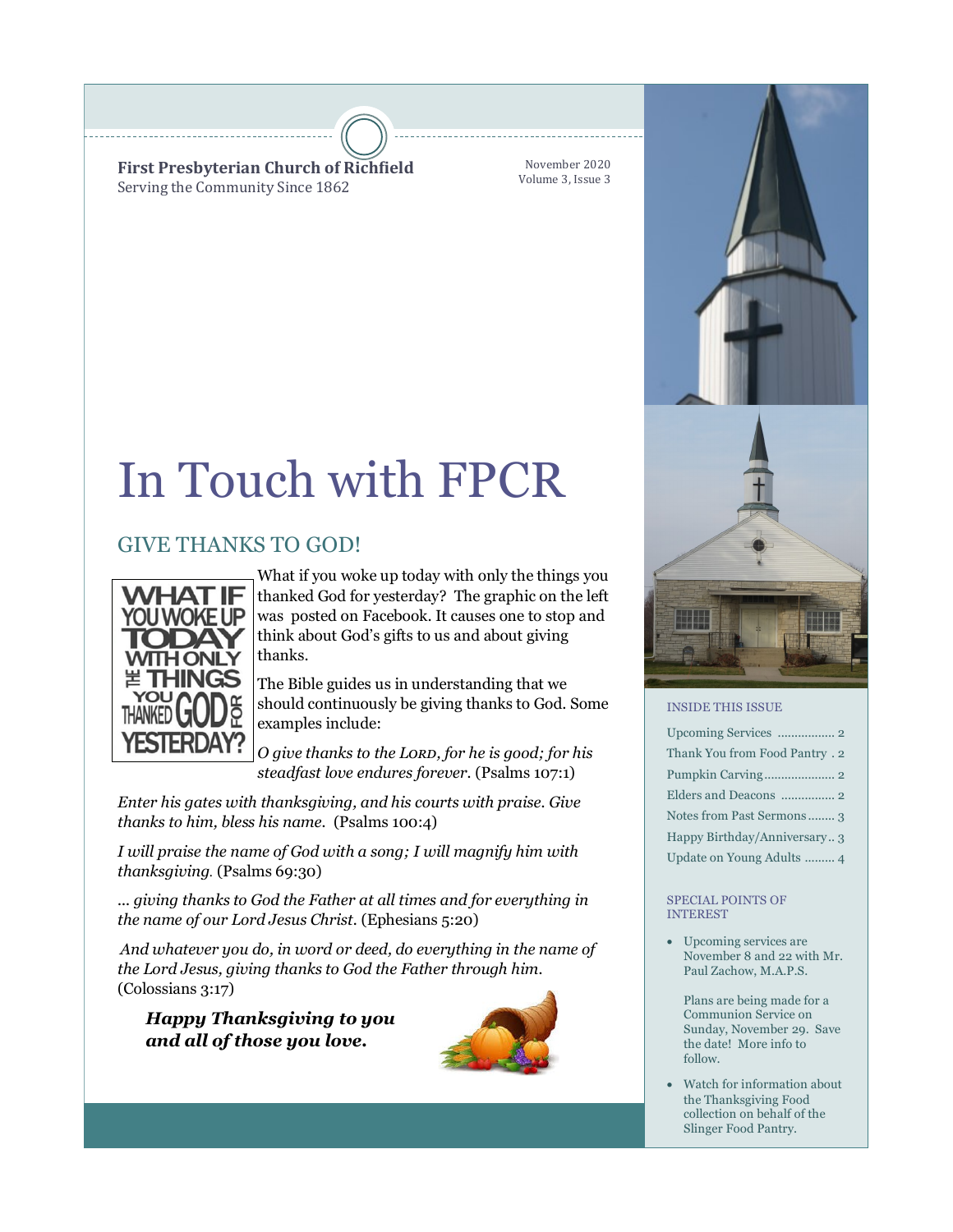**First Presbyterian Church of Richfield**
Serving the Community Since 1862

November 2020
Volume 3, Issue 3

# In Touch with FPCR

## GIVE THANKS TO GOD!

What if you woke up today with only the things you thanked God for yesterday? The graphic on the left was posted on Facebook. It causes one to stop and think about God's gifts to us and about giving thanks.

The Bible guides us in understanding that we should continuously be giving thanks to God. Some examples include:

*O give thanks to the Lord, for he is good; for his steadfast love endures forever.* (Psalms 107:1)

*Enter his gates with thanksgiving, and his courts with praise. Give thanks to him, bless his name.* (Psalms 100:4)

*I will praise the name of God with a song; I will magnify him with thanksgiving.* (Psalms 69:30)

*… giving thanks to God the Father at all times and for everything in the name of our Lord Jesus Christ.* (Ephesians 5:20)

*And whatever you do, in word or deed, do everything in the name of the Lord Jesus, giving thanks to God the Father through him.* (Colossians 3:17)

***Happy Thanksgiving to you and all of those you love.***

### INSIDE THIS ISSUE

- Upcoming Services ................. 2
- Thank You from Food Pantry . 2
- Pumpkin Carving..................... 2
- Elders and Deacons ................ 2
- Notes from Past Sermons........ 3
- Happy Birthday/Anniversary.. 3
- Update on Young Adults ......... 4

### SPECIAL POINTS OF INTEREST

- Upcoming services are November 8 and 22 with Mr. Paul Zachow, M.A.P.S.

  Plans are being made for a Communion Service on Sunday, November 29. Save the date! More info to follow.

- Watch for information about the Thanksgiving Food collection on behalf of the Slinger Food Pantry.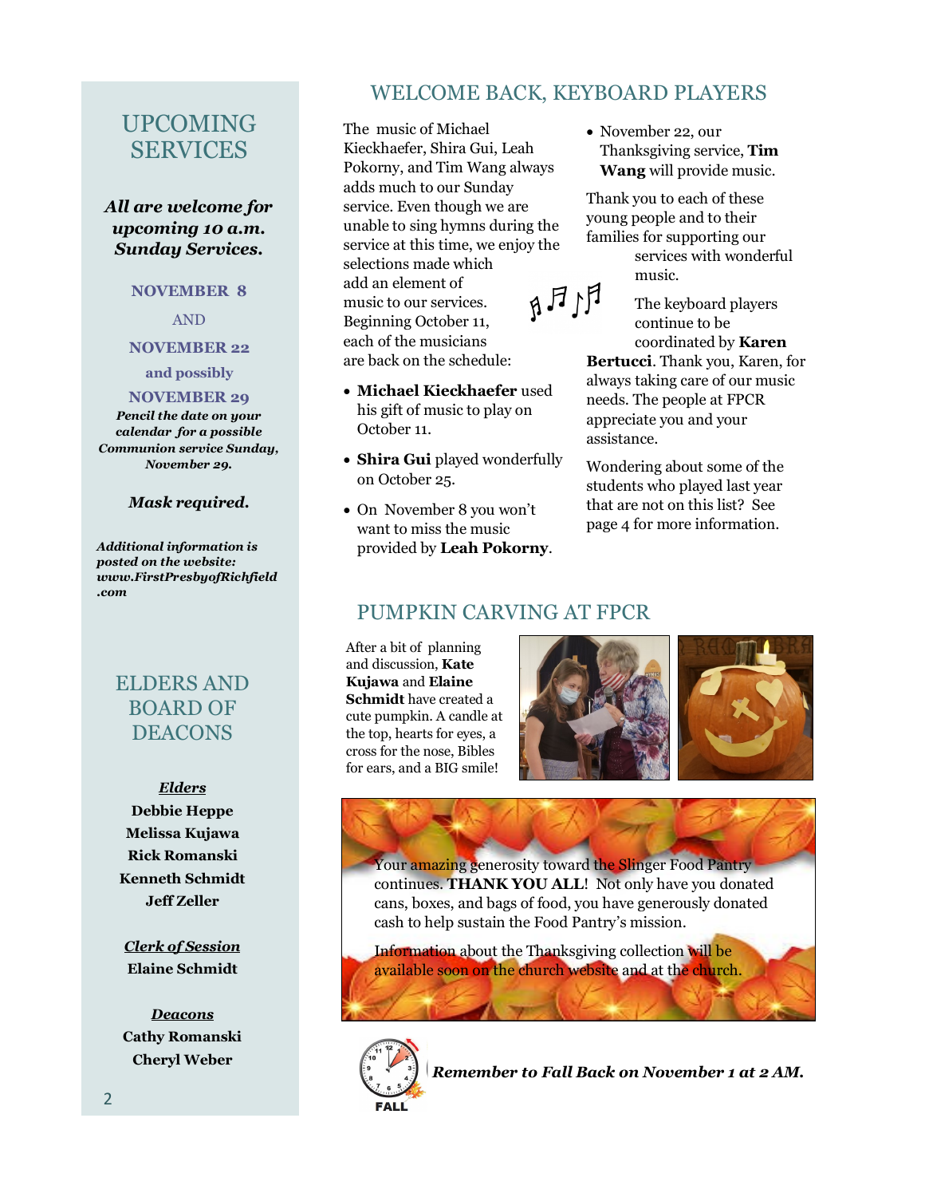## UPCOMING SERVICES

***All are welcome for upcoming 10 a.m. Sunday Services.***

**NOVEMBER 8**

AND

**NOVEMBER 22**

**and possibly**

**NOVEMBER 29**

***Pencil the date on your calendar for a possible Communion service Sunday, November 29.***

***Mask required.***

***Additional information is posted on the website: www.FirstPresbyofRichfield.com***

## ELDERS AND BOARD OF DEACONS

***Elders***

**Debbie Heppe**
**Melissa Kujawa**
**Rick Romanski**
**Kenneth Schmidt**
**Jeff Zeller**

***Clerk of Session***

**Elaine Schmidt**

***Deacons***

**Cathy Romanski**
**Cheryl Weber**

## WELCOME BACK, KEYBOARD PLAYERS

The music of Michael Kieckhaefer, Shira Gui, Leah Pokorny, and Tim Wang always adds much to our Sunday service. Even though we are unable to sing hymns during the service at this time, we enjoy the selections made which add an element of music to our services. Beginning October 11, each of the musicians are back on the schedule:

- **Michael Kieckhaefer** used his gift of music to play on October 11.
- **Shira Gui** played wonderfully on October 25.
- On November 8 you won't want to miss the music provided by **Leah Pokorny**.
- November 22, our Thanksgiving service, **Tim Wang** will provide music.

Thank you to each of these young people and to their families for supporting our services with wonderful music.

The keyboard players continue to be coordinated by **Karen Bertucci**. Thank you, Karen, for always taking care of our music needs. The people at FPCR appreciate you and your assistance.

Wondering about some of the students who played last year that are not on this list? See page 4 for more information.

## PUMPKIN CARVING AT FPCR

After a bit of planning and discussion, **Kate Kujawa** and **Elaine Schmidt** have created a cute pumpkin. A candle at the top, hearts for eyes, a cross for the nose, Bibles for ears, and a BIG smile!

Your amazing generosity toward the Slinger Food Pantry continues. **THANK YOU ALL**! Not only have you donated cans, boxes, and bags of food, you have generously donated cash to help sustain the Food Pantry's mission.

Information about the Thanksgiving collection will be available soon on the church website and at the church.

***Remember to Fall Back on November 1 at 2 AM.***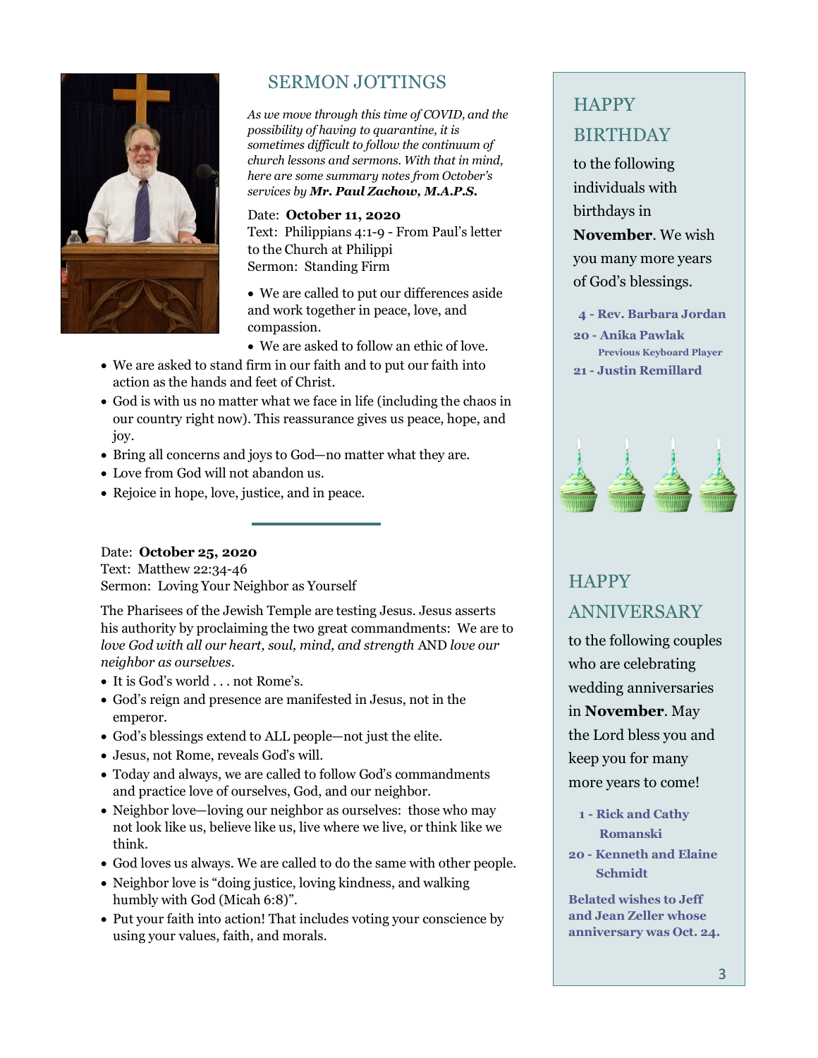## SERMON JOTTINGS

*As we move through this time of COVID, and the possibility of having to quarantine, it is sometimes difficult to follow the continuum of church lessons and sermons. With that in mind, here are some summary notes from October's services by* ***Mr. Paul Zachow, M.A.P.S.***

Date: **October 11, 2020**
Text: Philippians 4:1-9 - From Paul's letter to the Church at Philippi
Sermon: Standing Firm

- We are called to put our differences aside and work together in peace, love, and compassion.
- We are asked to follow an ethic of love.
- We are asked to stand firm in our faith and to put our faith into action as the hands and feet of Christ.
- God is with us no matter what we face in life (including the chaos in our country right now). This reassurance gives us peace, hope, and joy.
- Bring all concerns and joys to God—no matter what they are.
- Love from God will not abandon us.
- Rejoice in hope, love, justice, and in peace.

---

Date: **October 25, 2020**
Text: Matthew 22:34-46
Sermon: Loving Your Neighbor as Yourself

The Pharisees of the Jewish Temple are testing Jesus. Jesus asserts his authority by proclaiming the two great commandments: We are to *love God with all our heart, soul, mind, and strength* AND *love our neighbor as ourselves*.

- It is God's world . . . not Rome's.
- God's reign and presence are manifested in Jesus, not in the emperor.
- God's blessings extend to ALL people—not just the elite.
- Jesus, not Rome, reveals God's will.
- Today and always, we are called to follow God's commandments and practice love of ourselves, God, and our neighbor.
- Neighbor love—loving our neighbor as ourselves: those who may not look like us, believe like us, live where we live, or think like we think.
- God loves us always. We are called to do the same with other people.
- Neighbor love is "doing justice, loving kindness, and walking humbly with God (Micah 6:8)".
- Put your faith into action! That includes voting your conscience by using your values, faith, and morals.

## HAPPY BIRTHDAY

to the following individuals with birthdays in **November**. We wish you many more years of God's blessings.

**4 - Rev. Barbara Jordan**
**20 - Anika Pawlak**
**Previous Keyboard Player**
**21 - Justin Remillard**

## HAPPY ANNIVERSARY

to the following couples who are celebrating wedding anniversaries in **November**. May the Lord bless you and keep you for many more years to come!

**1 - Rick and Cathy Romanski**
**20 - Kenneth and Elaine Schmidt**

**Belated wishes to Jeff and Jean Zeller whose anniversary was Oct. 24.**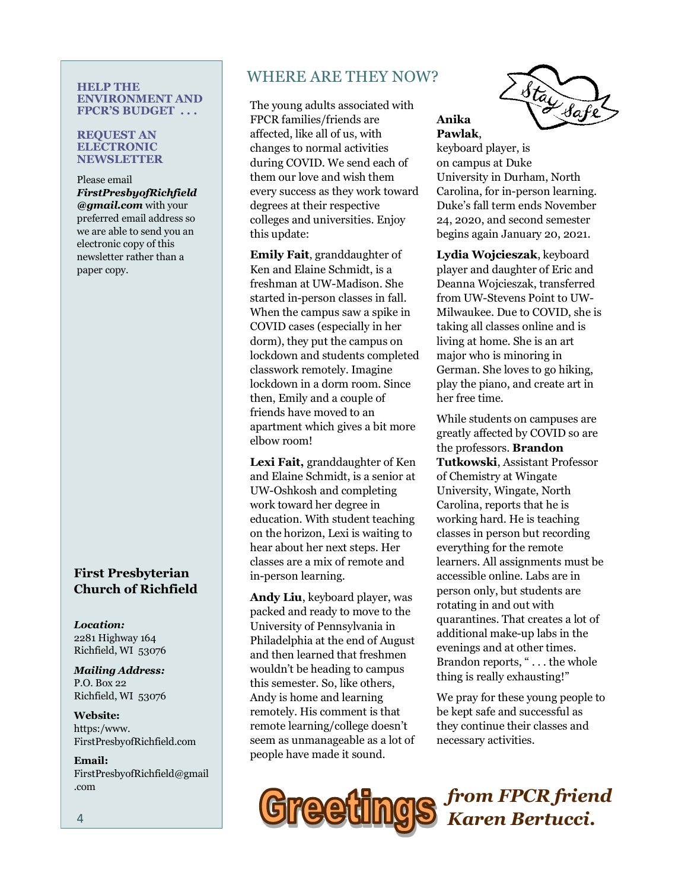**HELP THE ENVIRONMENT AND FPCR'S BUDGET . . .**

**REQUEST AN ELECTRONIC NEWSLETTER**

Please email ***FirstPresbyofRichfield@gmail.com*** with your preferred email address so we are able to send you an electronic copy of this newsletter rather than a paper copy.

**First Presbyterian Church of Richfield**

***Location:***
2281 Highway 164
Richfield, WI 53076

***Mailing Address:***
P.O. Box 22
Richfield, WI 53076

**Website:**
https:/www.FirstPresbyofRichfield.com

**Email:**
FirstPresbyofRichfield@gmail.com

## WHERE ARE THEY NOW?

The young adults associated with FPCR families/friends are affected, like all of us, with changes to normal activities during COVID. We send each of them our love and wish them every success as they work toward degrees at their respective colleges and universities. Enjoy this update:

**Emily Fait**, granddaughter of Ken and Elaine Schmidt, is a freshman at UW-Madison. She started in-person classes in fall. When the campus saw a spike in COVID cases (especially in her dorm), they put the campus on lockdown and students completed classwork remotely. Imagine lockdown in a dorm room. Since then, Emily and a couple of friends have moved to an apartment which gives a bit more elbow room!

**Lexi Fait,** granddaughter of Ken and Elaine Schmidt, is a senior at UW-Oshkosh and completing work toward her degree in education. With student teaching on the horizon, Lexi is waiting to hear about her next steps. Her classes are a mix of remote and in-person learning.

**Andy Liu**, keyboard player, was packed and ready to move to the University of Pennsylvania in Philadelphia at the end of August and then learned that freshmen wouldn't be heading to campus this semester. So, like others, Andy is home and learning remotely. His comment is that remote learning/college doesn't seem as unmanageable as a lot of people have made it sound.

Stay Safe

**Anika Pawlak**, keyboard player, is on campus at Duke University in Durham, North Carolina, for in-person learning. Duke's fall term ends November 24, 2020, and second semester begins again January 20, 2021.

**Lydia Wojcieszak**, keyboard player and daughter of Eric and Deanna Wojcieszak, transferred from UW-Stevens Point to UW-Milwaukee. Due to COVID, she is taking all classes online and is living at home. She is an art major who is minoring in German. She loves to go hiking, play the piano, and create art in her free time.

While students on campuses are greatly affected by COVID so are the professors. **Brandon Tutkowski**, Assistant Professor of Chemistry at Wingate University, Wingate, North Carolina, reports that he is working hard. He is teaching classes in person but recording everything for the remote learners. All assignments must be accessible online. Labs are in person only, but students are rotating in and out with quarantines. That creates a lot of additional make-up labs in the evenings and at other times. Brandon reports, " . . . the whole thing is really exhausting!"

We pray for these young people to be kept safe and successful as they continue their classes and necessary activities.

**Greetings** ***from FPCR friend Karen Bertucci.***